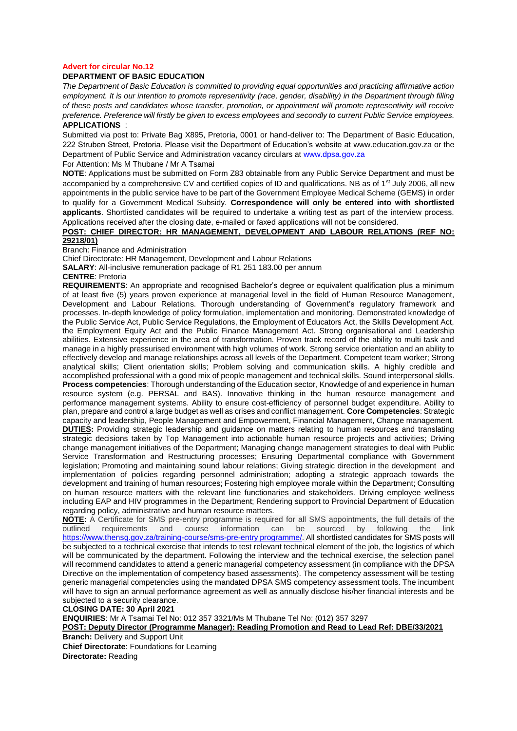**Advert for circular No.12**

**DEPARTMENT OF BASIC EDUCATION**

*The Department of Basic Education is committed to providing equal opportunities and practicing affirmative action employment. It is our intention to promote representivity (race, gender, disability) in the Department through filling of these posts and candidates whose transfer, promotion, or appointment will promote representivity will receive preference. Preference will firstly be given to excess employees and secondly to current Public Service employees.*

**APPLICATIONS** :

Submitted via post to: Private Bag X895, Pretoria, 0001 or hand-deliver to: The Department of Basic Education, 222 Struben Street, Pretoria. Please visit the Department of Education's website at www.education.gov.za or the Department of Public Service and Administration vacancy circulars at www.dpsa.gov.za

For Attention: Ms M Thubane / Mr A Tsamai

**NOTE**: Applications must be submitted on Form Z83 obtainable from any Public Service Department and must be accompanied by a comprehensive CV and certified copies of ID and qualifications. NB as of 1st July 2006, all new appointments in the public service have to be part of the Government Employee Medical Scheme (GEMS) in order to qualify for a Government Medical Subsidy. **Correspondence will only be entered into with shortlisted applicants**. Shortlisted candidates will be required to undertake a writing test as part of the interview process. Applications received after the closing date, e-mailed or faxed applications will not be considered.

**POST: CHIEF DIRECTOR: HR MANAGEMENT, DEVELOPMENT AND LABOUR RELATIONS (REF NO: 29218/01)**

Branch: Finance and Administration

Chief Directorate: HR Management, Development and Labour Relations

**SALARY**: All-inclusive remuneration package of R1 251 183.00 per annum

**CENTRE**: Pretoria

**REQUIREMENTS**: An appropriate and recognised Bachelor's degree or equivalent qualification plus a minimum of at least five (5) years proven experience at managerial level in the field of Human Resource Management, Development and Labour Relations. Thorough understanding of Government's regulatory framework and processes. In-depth knowledge of policy formulation, implementation and monitoring. Demonstrated knowledge of the Public Service Act, Public Service Regulations, the Employment of Educators Act, the Skills Development Act, the Employment Equity Act and the Public Finance Management Act. Strong organisational and Leadership abilities. Extensive experience in the area of transformation. Proven track record of the ability to multi task and manage in a highly pressurised environment with high volumes of work. Strong service orientation and an ability to effectively develop and manage relationships across all levels of the Department. Competent team worker; Strong analytical skills; Client orientation skills; Problem solving and communication skills. A highly credible and accomplished professional with a good mix of people management and technical skills. Sound interpersonal skills. **Process competencies**: Thorough understanding of the Education sector, Knowledge of and experience in human resource system (e.g. PERSAL and BAS). Innovative thinking in the human resource management and performance management systems. Ability to ensure cost-efficiency of personnel budget expenditure. Ability to plan, prepare and control a large budget as well as crises and conflict management. **Core Competencies**: Strategic capacity and leadership, People Management and Empowerment, Financial Management, Change management.

**DUTIES:** Providing strategic leadership and guidance on matters relating to human resources and translating strategic decisions taken by Top Management into actionable human resource projects and activities; Driving change management initiatives of the Department; Managing change management strategies to deal with Public Service Transformation and Restructuring processes; Ensuring Departmental compliance with Government legislation; Promoting and maintaining sound labour relations; Giving strategic direction in the development and implementation of policies regarding personnel administration; adopting a strategic approach towards the development and training of human resources; Fostering high employee morale within the Department; Consulting on human resource matters with the relevant line functionaries and stakeholders. Driving employee wellness including EAP and HIV programmes in the Department; Rendering support to Provincial Department of Education regarding policy, administrative and human resource matters.

**NOTE:** A Certificate for SMS pre-entry programme is required for all SMS appointments, the full details of the outlined requirements and course information can be sourced by following the link https://www.thensg.gov.za/training-course/sms-pre-entry programme/. All shortlisted candidates for SMS posts will be subjected to a technical exercise that intends to test relevant technical element of the job, the logistics of which will be communicated by the department. Following the interview and the technical exercise, the selection panel will recommend candidates to attend a generic managerial competency assessment (in compliance with the DPSA Directive on the implementation of competency based assessments). The competency assessment will be testing generic managerial competencies using the mandated DPSA SMS competency assessment tools. The incumbent will have to sign an annual performance agreement as well as annually disclose his/her financial interests and be subjected to a security clearance.

**CLOSING DATE: 30 April 2021**

**ENQUIRIES**: Mr A Tsamai Tel No: 012 357 3321/Ms M Thubane Tel No: (012) 357 3297

**POST: Deputy Director (Programme Manager): Reading Promotion and Read to Lead Ref: DBE/33/2021**

**Branch:** Delivery and Support Unit

**Chief Directorate**: Foundations for Learning

**Directorate:** Reading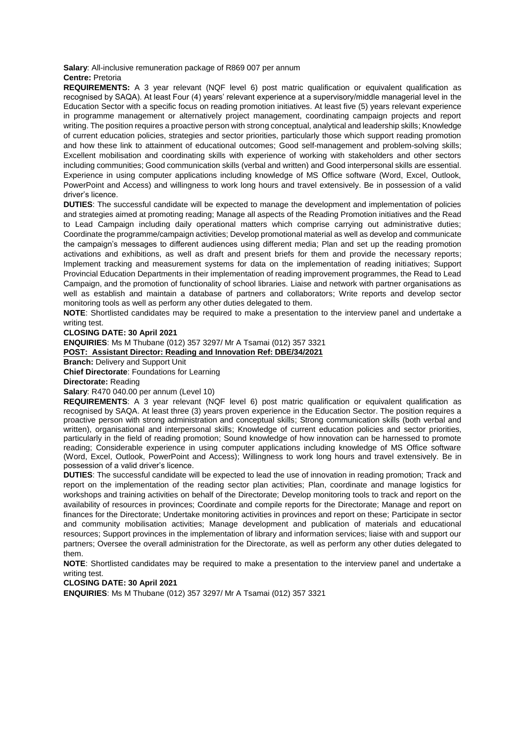**Salary**: All-inclusive remuneration package of R869 007 per annum

**Centre:** Pretoria

**REQUIREMENTS:** A 3 year relevant (NQF level 6) post matric qualification or equivalent qualification as recognised by SAQA). At least Four (4) years' relevant experience at a supervisory/middle managerial level in the Education Sector with a specific focus on reading promotion initiatives. At least five (5) years relevant experience in programme management or alternatively project management, coordinating campaign projects and report writing. The position requires a proactive person with strong conceptual, analytical and leadership skills; Knowledge of current education policies, strategies and sector priorities, particularly those which support reading promotion and how these link to attainment of educational outcomes; Good self-management and problem-solving skills; Excellent mobilisation and coordinating skills with experience of working with stakeholders and other sectors including communities; Good communication skills (verbal and written) and Good interpersonal skills are essential. Experience in using computer applications including knowledge of MS Office software (Word, Excel, Outlook, PowerPoint and Access) and willingness to work long hours and travel extensively. Be in possession of a valid driver's licence.

**DUTIES**: The successful candidate will be expected to manage the development and implementation of policies and strategies aimed at promoting reading; Manage all aspects of the Reading Promotion initiatives and the Read to Lead Campaign including daily operational matters which comprise carrying out administrative duties; Coordinate the programme/campaign activities; Develop promotional material as well as develop and communicate the campaign's messages to different audiences using different media; Plan and set up the reading promotion activations and exhibitions, as well as draft and present briefs for them and provide the necessary reports; Implement tracking and measurement systems for data on the implementation of reading initiatives; Support Provincial Education Departments in their implementation of reading improvement programmes, the Read to Lead Campaign, and the promotion of functionality of school libraries. Liaise and network with partner organisations as well as establish and maintain a database of partners and collaborators; Write reports and develop sector monitoring tools as well as perform any other duties delegated to them.

**NOTE**: Shortlisted candidates may be required to make a presentation to the interview panel and undertake a writing test.

**CLOSING DATE: 30 April 2021**

**ENQUIRIES**: Ms M Thubane (012) 357 3297/ Mr A Tsamai (012) 357 3321

**POST: Assistant Director: Reading and Innovation Ref: DBE/34/2021**

**Branch:** Delivery and Support Unit

**Chief Directorate**: Foundations for Learning

**Directorate:** Reading

**Salary**: R470 040.00 per annum (Level 10)

**REQUIREMENTS**: A 3 year relevant (NQF level 6) post matric qualification or equivalent qualification as recognised by SAQA. At least three (3) years proven experience in the Education Sector. The position requires a proactive person with strong administration and conceptual skills; Strong communication skills (both verbal and written), organisational and interpersonal skills; Knowledge of current education policies and sector priorities, particularly in the field of reading promotion; Sound knowledge of how innovation can be harnessed to promote reading; Considerable experience in using computer applications including knowledge of MS Office software (Word, Excel, Outlook, PowerPoint and Access); Willingness to work long hours and travel extensively. Be in possession of a valid driver's licence.

**DUTIES**: The successful candidate will be expected to lead the use of innovation in reading promotion; Track and report on the implementation of the reading sector plan activities; Plan, coordinate and manage logistics for workshops and training activities on behalf of the Directorate; Develop monitoring tools to track and report on the availability of resources in provinces; Coordinate and compile reports for the Directorate; Manage and report on finances for the Directorate; Undertake monitoring activities in provinces and report on these; Participate in sector and community mobilisation activities; Manage development and publication of materials and educational resources; Support provinces in the implementation of library and information services; liaise with and support our partners; Oversee the overall administration for the Directorate, as well as perform any other duties delegated to them.

**NOTE**: Shortlisted candidates may be required to make a presentation to the interview panel and undertake a writing test.

**CLOSING DATE: 30 April 2021**

**ENQUIRIES**: Ms M Thubane (012) 357 3297/ Mr A Tsamai (012) 357 3321